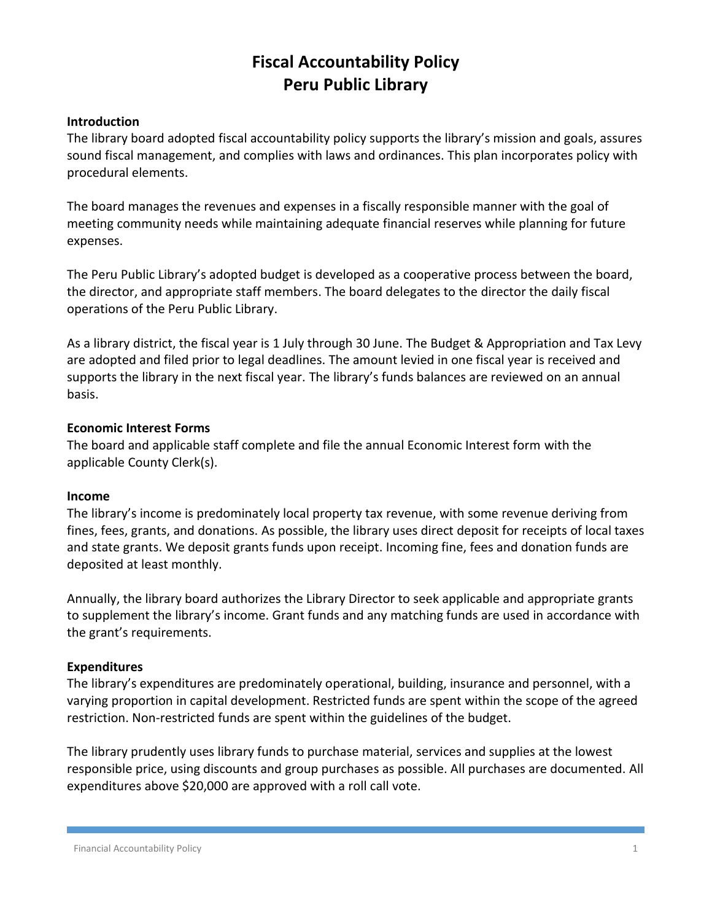# Fiscal Accountability Policy
# Peru Public Library

**Introduction**

The library board adopted fiscal accountability policy supports the library's mission and goals, assures sound fiscal management, and complies with laws and ordinances. This plan incorporates policy with procedural elements.

The board manages the revenues and expenses in a fiscally responsible manner with the goal of meeting community needs while maintaining adequate financial reserves while planning for future expenses.

The Peru Public Library's adopted budget is developed as a cooperative process between the board, the director, and appropriate staff members. The board delegates to the director the daily fiscal operations of the Peru Public Library.

As a library district, the fiscal year is 1 July through 30 June. The Budget & Appropriation and Tax Levy are adopted and filed prior to legal deadlines. The amount levied in one fiscal year is received and supports the library in the next fiscal year. The library's funds balances are reviewed on an annual basis.

**Economic Interest Forms**

The board and applicable staff complete and file the annual Economic Interest form with the applicable County Clerk(s).

**Income**

The library's income is predominately local property tax revenue, with some revenue deriving from fines, fees, grants, and donations. As possible, the library uses direct deposit for receipts of local taxes and state grants. We deposit grants funds upon receipt. Incoming fine, fees and donation funds are deposited at least monthly.

Annually, the library board authorizes the Library Director to seek applicable and appropriate grants to supplement the library's income. Grant funds and any matching funds are used in accordance with the grant's requirements.

**Expenditures**

The library's expenditures are predominately operational, building, insurance and personnel, with a varying proportion in capital development. Restricted funds are spent within the scope of the agreed restriction. Non-restricted funds are spent within the guidelines of the budget.

The library prudently uses library funds to purchase material, services and supplies at the lowest responsible price, using discounts and group purchases as possible. All purchases are documented. All expenditures above $20,000 are approved with a roll call vote.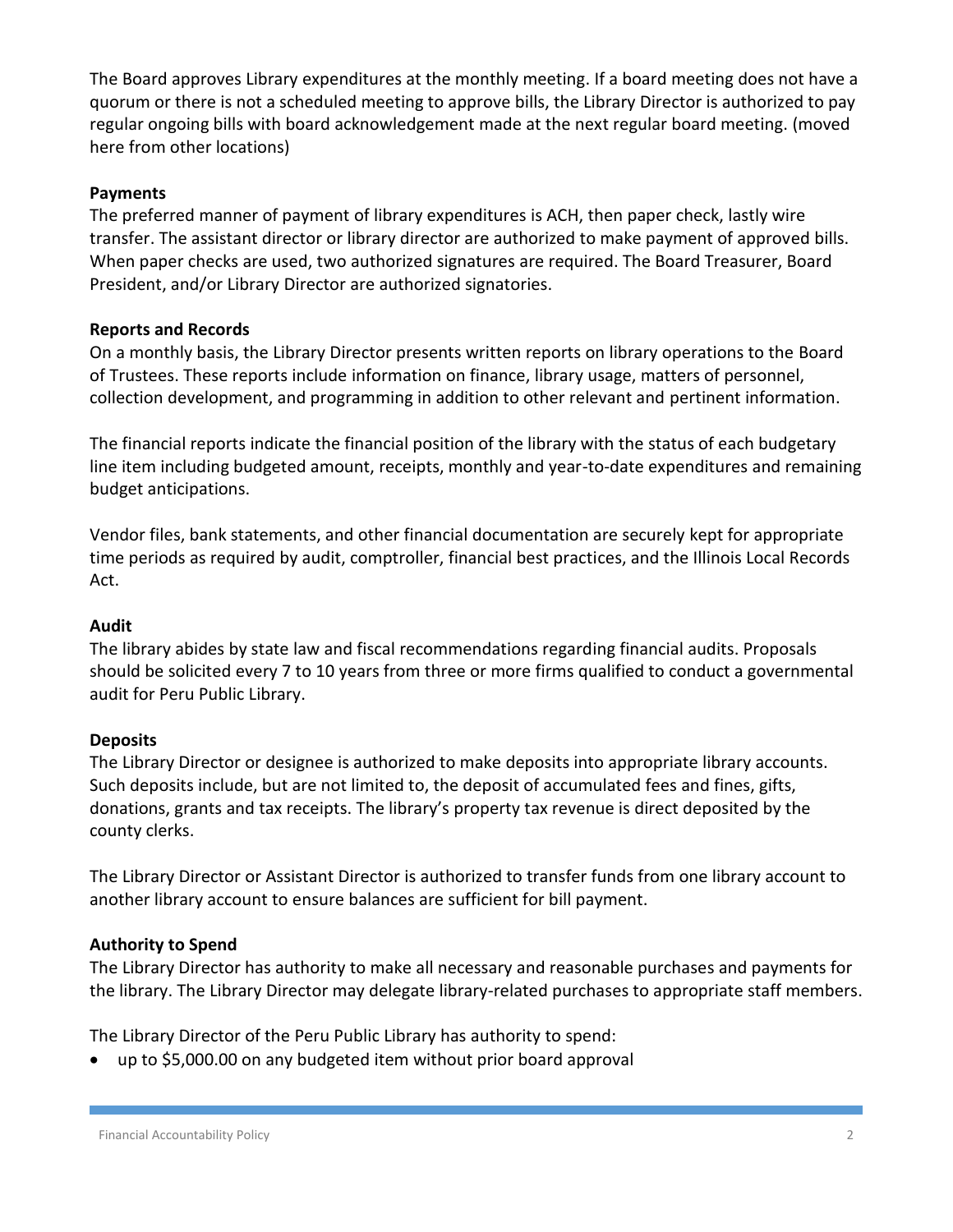The Board approves Library expenditures at the monthly meeting. If a board meeting does not have a quorum or there is not a scheduled meeting to approve bills, the Library Director is authorized to pay regular ongoing bills with board acknowledgement made at the next regular board meeting. (moved here from other locations)

**Payments**

The preferred manner of payment of library expenditures is ACH, then paper check, lastly wire transfer. The assistant director or library director are authorized to make payment of approved bills. When paper checks are used, two authorized signatures are required. The Board Treasurer, Board President, and/or Library Director are authorized signatories.

**Reports and Records**

On a monthly basis, the Library Director presents written reports on library operations to the Board of Trustees. These reports include information on finance, library usage, matters of personnel, collection development, and programming in addition to other relevant and pertinent information.

The financial reports indicate the financial position of the library with the status of each budgetary line item including budgeted amount, receipts, monthly and year-to-date expenditures and remaining budget anticipations.

Vendor files, bank statements, and other financial documentation are securely kept for appropriate time periods as required by audit, comptroller, financial best practices, and the Illinois Local Records Act.

**Audit**

The library abides by state law and fiscal recommendations regarding financial audits. Proposals should be solicited every 7 to 10 years from three or more firms qualified to conduct a governmental audit for Peru Public Library.

**Deposits**

The Library Director or designee is authorized to make deposits into appropriate library accounts. Such deposits include, but are not limited to, the deposit of accumulated fees and fines, gifts, donations, grants and tax receipts. The library's property tax revenue is direct deposited by the county clerks.

The Library Director or Assistant Director is authorized to transfer funds from one library account to another library account to ensure balances are sufficient for bill payment.

**Authority to Spend**

The Library Director has authority to make all necessary and reasonable purchases and payments for the library. The Library Director may delegate library-related purchases to appropriate staff members.

The Library Director of the Peru Public Library has authority to spend:

- up to $5,000.00 on any budgeted item without prior board approval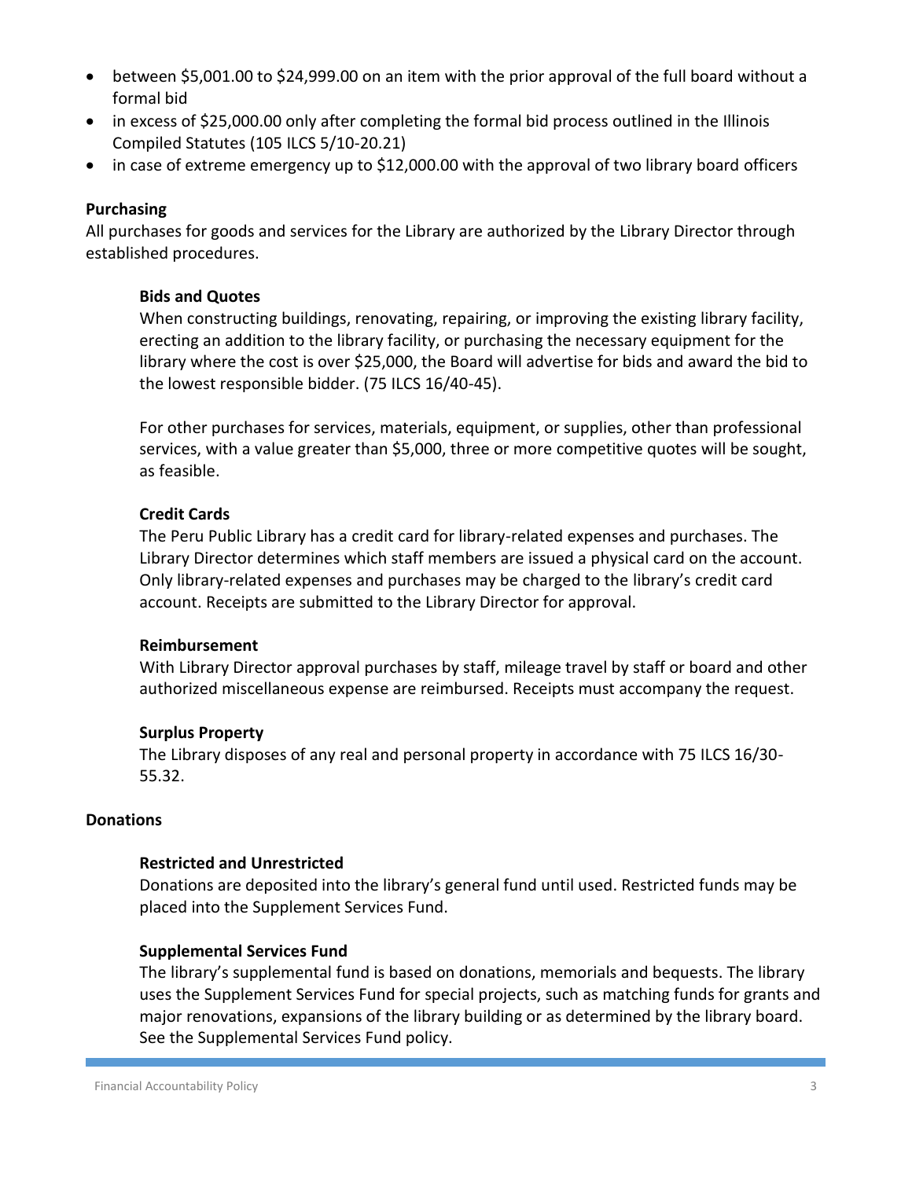- between $5,001.00 to $24,999.00 on an item with the prior approval of the full board without a formal bid
- in excess of $25,000.00 only after completing the formal bid process outlined in the Illinois Compiled Statutes (105 ILCS 5/10-20.21)
- in case of extreme emergency up to $12,000.00 with the approval of two library board officers

**Purchasing**

All purchases for goods and services for the Library are authorized by the Library Director through established procedures.

**Bids and Quotes**

When constructing buildings, renovating, repairing, or improving the existing library facility, erecting an addition to the library facility, or purchasing the necessary equipment for the library where the cost is over $25,000, the Board will advertise for bids and award the bid to the lowest responsible bidder. (75 ILCS 16/40-45).

For other purchases for services, materials, equipment, or supplies, other than professional services, with a value greater than $5,000, three or more competitive quotes will be sought, as feasible.

**Credit Cards**

The Peru Public Library has a credit card for library-related expenses and purchases. The Library Director determines which staff members are issued a physical card on the account. Only library-related expenses and purchases may be charged to the library's credit card account. Receipts are submitted to the Library Director for approval.

**Reimbursement**

With Library Director approval purchases by staff, mileage travel by staff or board and other authorized miscellaneous expense are reimbursed. Receipts must accompany the request.

**Surplus Property**

The Library disposes of any real and personal property in accordance with 75 ILCS 16/30-55.32.

**Donations**

**Restricted and Unrestricted**

Donations are deposited into the library's general fund until used. Restricted funds may be placed into the Supplement Services Fund.

**Supplemental Services Fund**

The library's supplemental fund is based on donations, memorials and bequests. The library uses the Supplement Services Fund for special projects, such as matching funds for grants and major renovations, expansions of the library building or as determined by the library board. See the Supplemental Services Fund policy.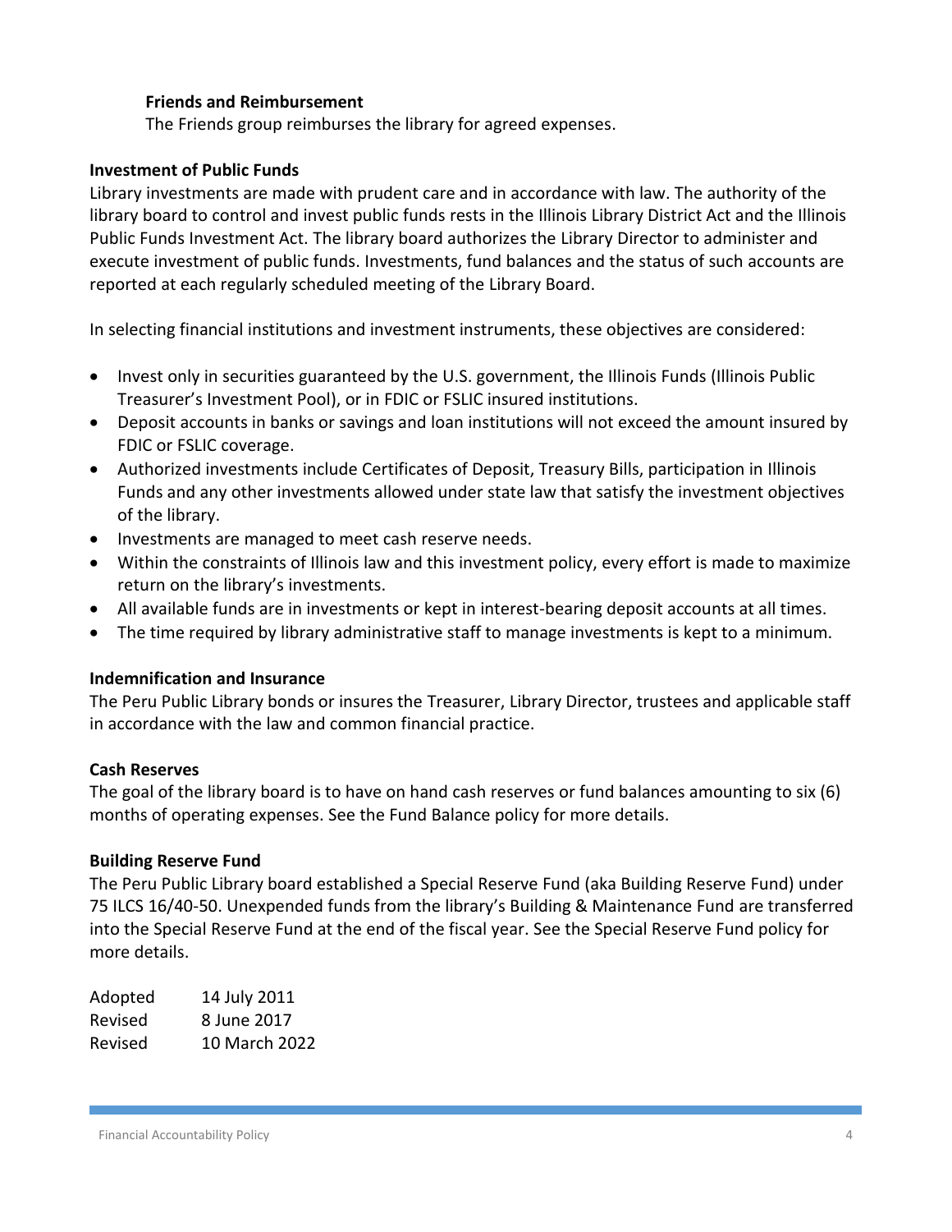### Friends and Reimbursement

The Friends group reimburses the library for agreed expenses.

## Investment of Public Funds

Library investments are made with prudent care and in accordance with law. The authority of the library board to control and invest public funds rests in the Illinois Library District Act and the Illinois Public Funds Investment Act. The library board authorizes the Library Director to administer and execute investment of public funds. Investments, fund balances and the status of such accounts are reported at each regularly scheduled meeting of the Library Board.

In selecting financial institutions and investment instruments, these objectives are considered:

- Invest only in securities guaranteed by the U.S. government, the Illinois Funds (Illinois Public Treasurer's Investment Pool), or in FDIC or FSLIC insured institutions.
- Deposit accounts in banks or savings and loan institutions will not exceed the amount insured by FDIC or FSLIC coverage.
- Authorized investments include Certificates of Deposit, Treasury Bills, participation in Illinois Funds and any other investments allowed under state law that satisfy the investment objectives of the library.
- Investments are managed to meet cash reserve needs.
- Within the constraints of Illinois law and this investment policy, every effort is made to maximize return on the library's investments.
- All available funds are in investments or kept in interest-bearing deposit accounts at all times.
- The time required by library administrative staff to manage investments is kept to a minimum.

## Indemnification and Insurance

The Peru Public Library bonds or insures the Treasurer, Library Director, trustees and applicable staff in accordance with the law and common financial practice.

## Cash Reserves

The goal of the library board is to have on hand cash reserves or fund balances amounting to six (6) months of operating expenses. See the Fund Balance policy for more details.

## Building Reserve Fund

The Peru Public Library board established a Special Reserve Fund (aka Building Reserve Fund) under 75 ILCS 16/40-50. Unexpended funds from the library's Building & Maintenance Fund are transferred into the Special Reserve Fund at the end of the fiscal year. See the Special Reserve Fund policy for more details.

| | |
|---|---|
| Adopted | 14 July 2011 |
| Revised | 8 June 2017 |
| Revised | 10 March 2022 |